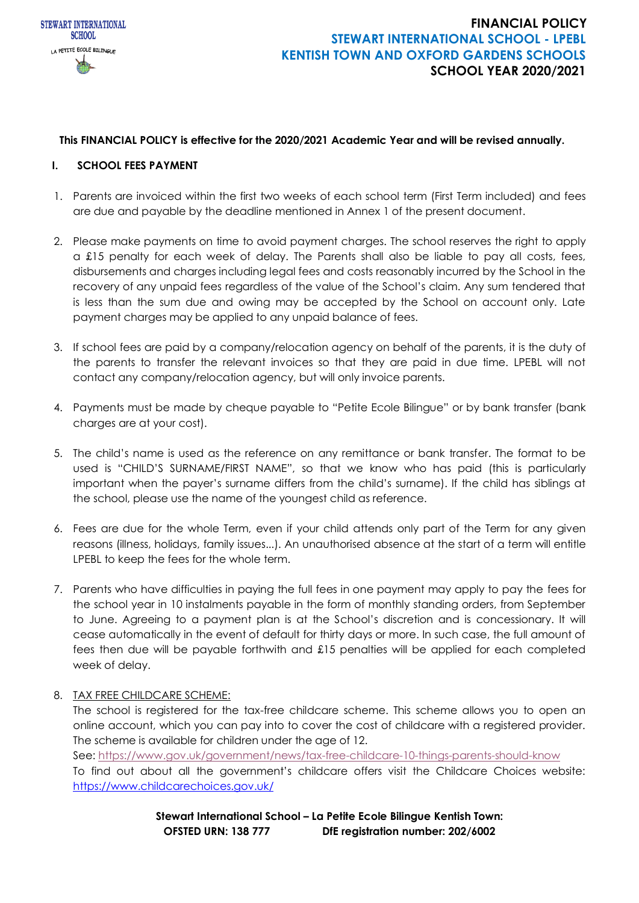STEWART INTERNATIONAL SCHOOL
LA PETITE ECOLE BILINGUE

# FINANCIAL POLICY
# STEWART INTERNATIONAL SCHOOL - LPEBL
# KENTISH TOWN AND OXFORD GARDENS SCHOOLS
# SCHOOL YEAR 2020/2021

**This FINANCIAL POLICY is effective for the 2020/2021 Academic Year and will be revised annually.**

## I. SCHOOL FEES PAYMENT

1. Parents are invoiced within the first two weeks of each school term (First Term included) and fees are due and payable by the deadline mentioned in Annex 1 of the present document.

2. Please make payments on time to avoid payment charges. The school reserves the right to apply a £15 penalty for each week of delay. The Parents shall also be liable to pay all costs, fees, disbursements and charges including legal fees and costs reasonably incurred by the School in the recovery of any unpaid fees regardless of the value of the School's claim. Any sum tendered that is less than the sum due and owing may be accepted by the School on account only. Late payment charges may be applied to any unpaid balance of fees.

3. If school fees are paid by a company/relocation agency on behalf of the parents, it is the duty of the parents to transfer the relevant invoices so that they are paid in due time. LPEBL will not contact any company/relocation agency, but will only invoice parents.

4. Payments must be made by cheque payable to "Petite Ecole Bilingue" or by bank transfer (bank charges are at your cost).

5. The child's name is used as the reference on any remittance or bank transfer. The format to be used is "CHILD'S SURNAME/FIRST NAME", so that we know who has paid (this is particularly important when the payer's surname differs from the child's surname). If the child has siblings at the school, please use the name of the youngest child as reference.

6. Fees are due for the whole Term, even if your child attends only part of the Term for any given reasons (illness, holidays, family issues...). An unauthorised absence at the start of a term will entitle LPEBL to keep the fees for the whole term.

7. Parents who have difficulties in paying the full fees in one payment may apply to pay the fees for the school year in 10 instalments payable in the form of monthly standing orders, from September to June. Agreeing to a payment plan is at the School's discretion and is concessionary. It will cease automatically in the event of default for thirty days or more. In such case, the full amount of fees then due will be payable forthwith and £15 penalties will be applied for each completed week of delay.

8. TAX FREE CHILDCARE SCHEME:
   The school is registered for the tax-free childcare scheme. This scheme allows you to open an online account, which you can pay into to cover the cost of childcare with a registered provider. The scheme is available for children under the age of 12.
   See: https://www.gov.uk/government/news/tax-free-childcare-10-things-parents-should-know
   To find out about all the government's childcare offers visit the Childcare Choices website: https://www.childcarechoices.gov.uk/

**Stewart International School – La Petite Ecole Bilingue Kentish Town:**
**OFSTED URN: 138 777 DfE registration number: 202/6002**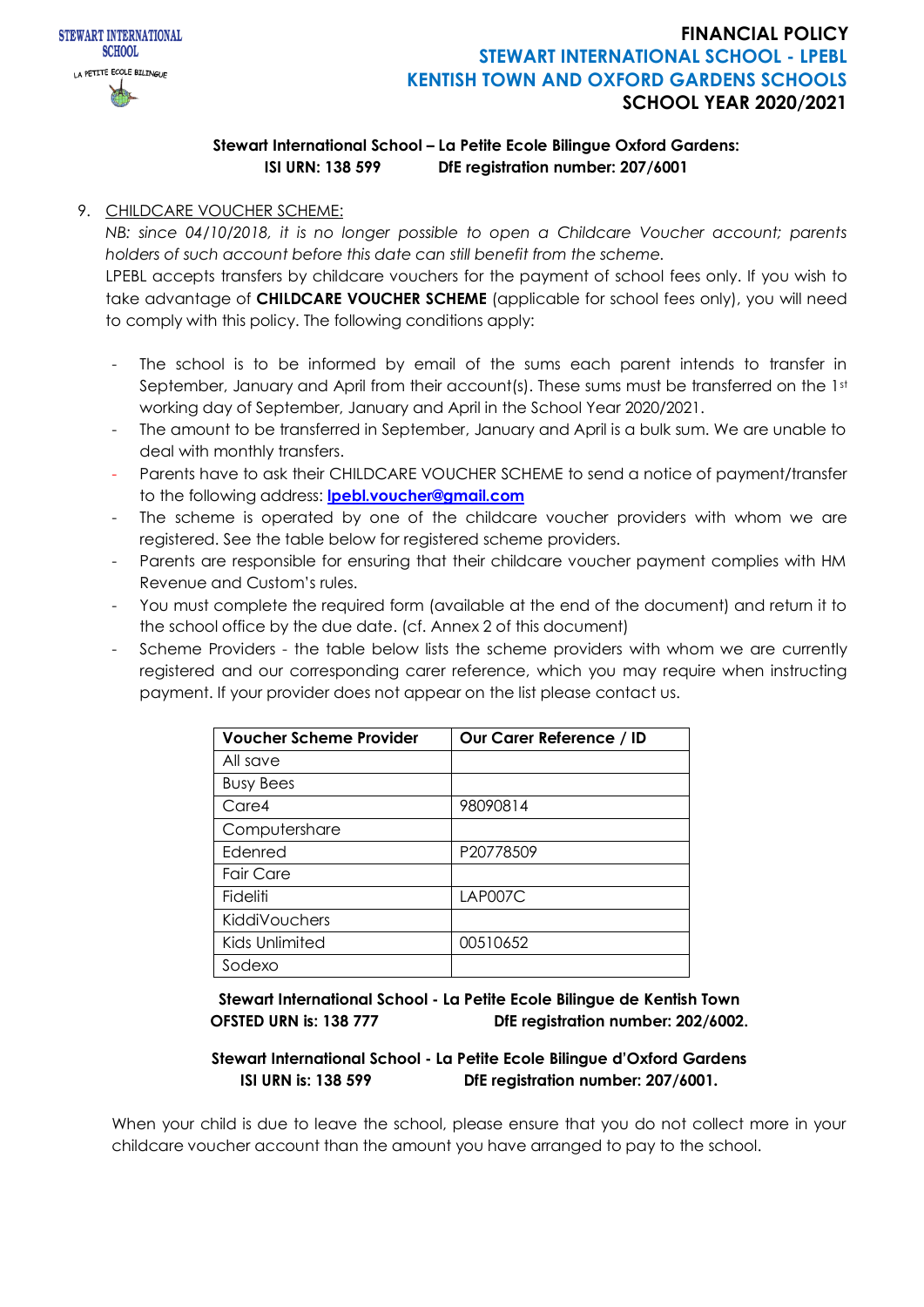**Stewart International School – La Petite Ecole Bilingue Oxford Gardens:**
**ISI URN: 138 599 DfE registration number: 207/6001**

9. CHILDCARE VOUCHER SCHEME:

*NB: since 04/10/2018, it is no longer possible to open a Childcare Voucher account; parents holders of such account before this date can still benefit from the scheme.*

LPEBL accepts transfers by childcare vouchers for the payment of school fees only. If you wish to take advantage of **CHILDCARE VOUCHER SCHEME** (applicable for school fees only), you will need to comply with this policy. The following conditions apply:

- The school is to be informed by email of the sums each parent intends to transfer in September, January and April from their account(s). These sums must be transferred on the 1st working day of September, January and April in the School Year 2020/2021.
- The amount to be transferred in September, January and April is a bulk sum. We are unable to deal with monthly transfers.
- Parents have to ask their CHILDCARE VOUCHER SCHEME to send a notice of payment/transfer to the following address: **lpebl.voucher@gmail.com**
- The scheme is operated by one of the childcare voucher providers with whom we are registered. See the table below for registered scheme providers.
- Parents are responsible for ensuring that their childcare voucher payment complies with HM Revenue and Custom's rules.
- You must complete the required form (available at the end of the document) and return it to the school office by the due date. (cf. Annex 2 of this document)
- Scheme Providers - the table below lists the scheme providers with whom we are currently registered and our corresponding carer reference, which you may require when instructing payment. If your provider does not appear on the list please contact us.

| Voucher Scheme Provider | Our Carer Reference / ID |
|---|---|
| All save | |
| Busy Bees | |
| Care4 | 98090814 |
| Computershare | |
| Edenred | P20778509 |
| Fair Care | |
| Fideliti | LAP007C |
| KiddiVouchers | |
| Kids Unlimited | 00510652 |
| Sodexo | |

**Stewart International School - La Petite Ecole Bilingue de Kentish Town**
**OFSTED URN is: 138 777 DfE registration number: 202/6002.**

**Stewart International School - La Petite Ecole Bilingue d'Oxford Gardens**
**ISI URN is: 138 599 DfE registration number: 207/6001.**

When your child is due to leave the school, please ensure that you do not collect more in your childcare voucher account than the amount you have arranged to pay to the school.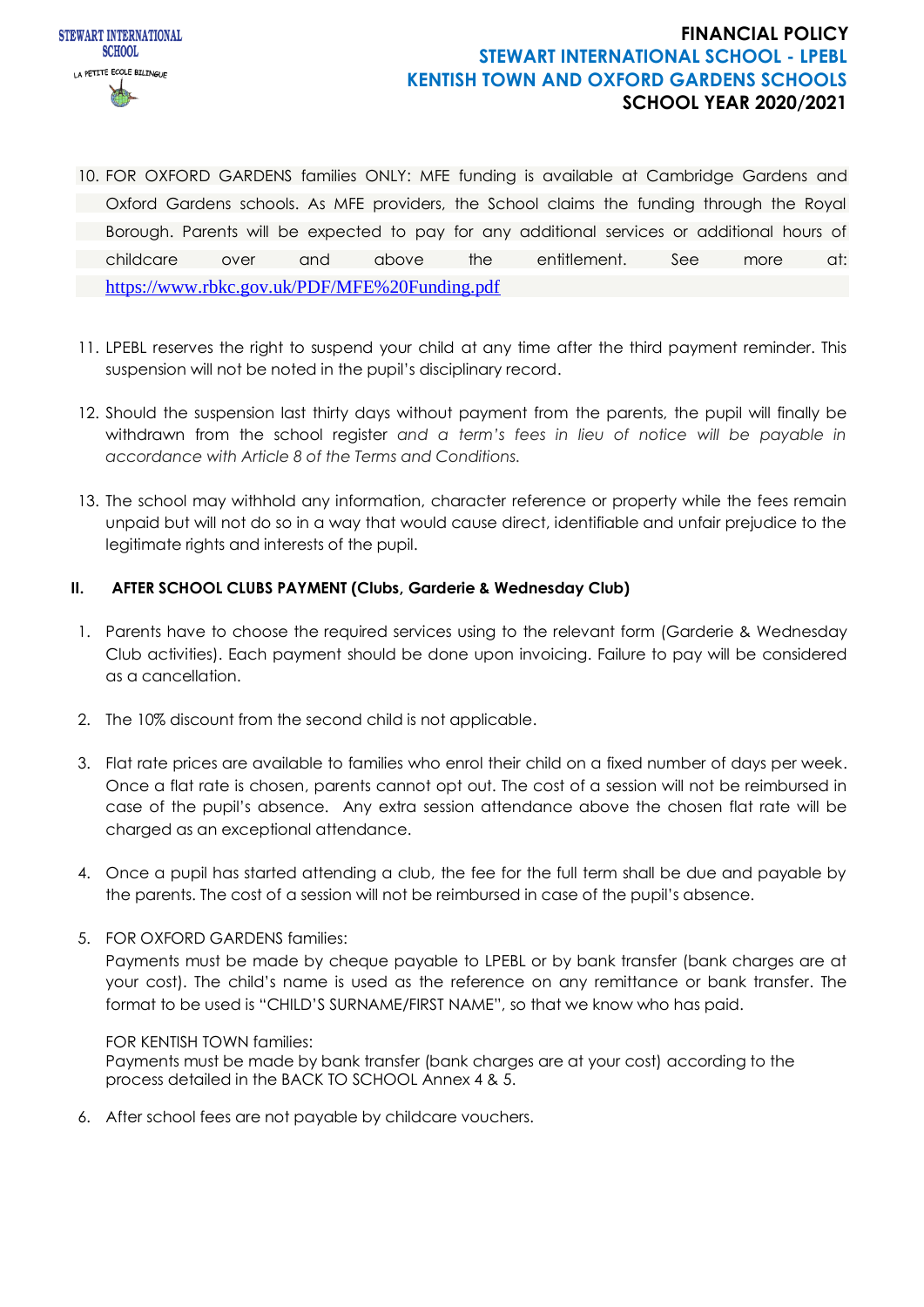10. FOR OXFORD GARDENS families ONLY: MFE funding is available at Cambridge Gardens and Oxford Gardens schools. As MFE providers, the School claims the funding through the Royal Borough. Parents will be expected to pay for any additional services or additional hours of childcare over and above the entitlement. See more at: https://www.rbkc.gov.uk/PDF/MFE%20Funding.pdf

11. LPEBL reserves the right to suspend your child at any time after the third payment reminder. This suspension will not be noted in the pupil's disciplinary record.

12. Should the suspension last thirty days without payment from the parents, the pupil will finally be withdrawn from the school register *and a term's fees in lieu of notice will be payable in accordance with Article 8 of the Terms and Conditions.*

13. The school may withhold any information, character reference or property while the fees remain unpaid but will not do so in a way that would cause direct, identifiable and unfair prejudice to the legitimate rights and interests of the pupil.

## II. AFTER SCHOOL CLUBS PAYMENT (Clubs, Garderie & Wednesday Club)

1. Parents have to choose the required services using to the relevant form (Garderie & Wednesday Club activities). Each payment should be done upon invoicing. Failure to pay will be considered as a cancellation.

2. The 10% discount from the second child is not applicable.

3. Flat rate prices are available to families who enrol their child on a fixed number of days per week. Once a flat rate is chosen, parents cannot opt out. The cost of a session will not be reimbursed in case of the pupil's absence. Any extra session attendance above the chosen flat rate will be charged as an exceptional attendance.

4. Once a pupil has started attending a club, the fee for the full term shall be due and payable by the parents. The cost of a session will not be reimbursed in case of the pupil's absence.

5. FOR OXFORD GARDENS families:
   Payments must be made by cheque payable to LPEBL or by bank transfer (bank charges are at your cost). The child's name is used as the reference on any remittance or bank transfer. The format to be used is "CHILD'S SURNAME/FIRST NAME", so that we know who has paid.

   FOR KENTISH TOWN families:
   Payments must be made by bank transfer (bank charges are at your cost) according to the process detailed in the BACK TO SCHOOL Annex 4 & 5.

6. After school fees are not payable by childcare vouchers.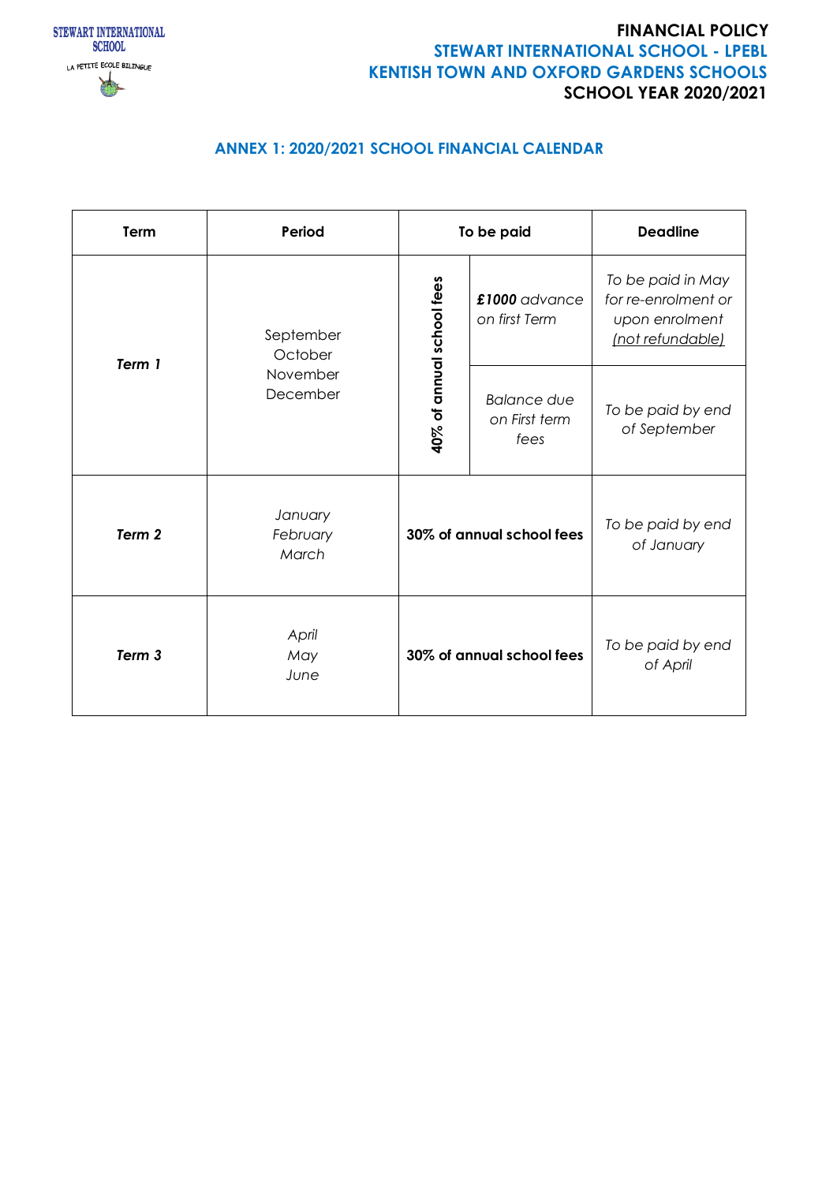# ANNEX 1: 2020/2021 SCHOOL FINANCIAL CALENDAR

| Term | Period | To be paid | | Deadline |
|---|---|---|---|---|
| ***Term 1*** | September October November December | **40% of annual school fees** | ***£1000*** *advance on first Term* | *To be paid in May for re-enrolment or upon enrolment* *(not refundable)* |
| | | | *Balance due on First term fees* | *To be paid by end of September* |
| ***Term 2*** | *January February March* | **30% of annual school fees** | | *To be paid by end of January* |
| ***Term 3*** | *April May June* | **30% of annual school fees** | | *To be paid by end of April* |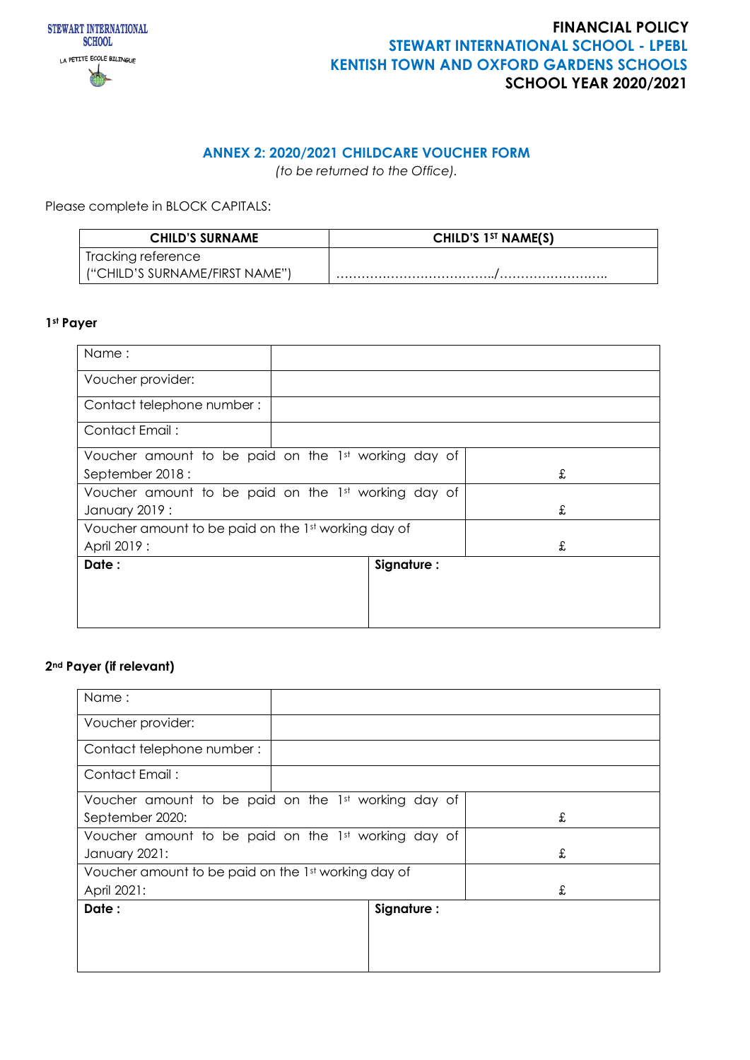STEWART INTERNATIONAL SCHOOL

LA PETITE ECOLE BILINGUE

**FINANCIAL POLICY**
**STEWART INTERNATIONAL SCHOOL - LPEBL**
**KENTISH TOWN AND OXFORD GARDENS SCHOOLS**
**SCHOOL YEAR 2020/2021**

## ANNEX 2: 2020/2021 CHILDCARE VOUCHER FORM

*(to be returned to the Office).*

Please complete in BLOCK CAPITALS:

| CHILD'S SURNAME | CHILD'S 1ST NAME(S) |
|---|---|
| Tracking reference ("CHILD'S SURNAME/FIRST NAME") | ………………………………../…………………….. |

**1st Payer**

| | |
|---|---|
| Name : | |
| Voucher provider: | |
| Contact telephone number : | |
| Contact Email : | |
| Voucher amount to be paid on the 1st working day of September 2018 : | £ |
| Voucher amount to be paid on the 1st working day of January 2019 : | £ |
| Voucher amount to be paid on the 1st working day of April 2019 : | £ |
| **Date :** | **Signature :** |

**2nd Payer (if relevant)**

| | |
|---|---|
| Name : | |
| Voucher provider: | |
| Contact telephone number : | |
| Contact Email : | |
| Voucher amount to be paid on the 1st working day of September 2020: | £ |
| Voucher amount to be paid on the 1st working day of January 2021: | £ |
| Voucher amount to be paid on the 1st working day of April 2021: | £ |
| **Date :** | **Signature :** |